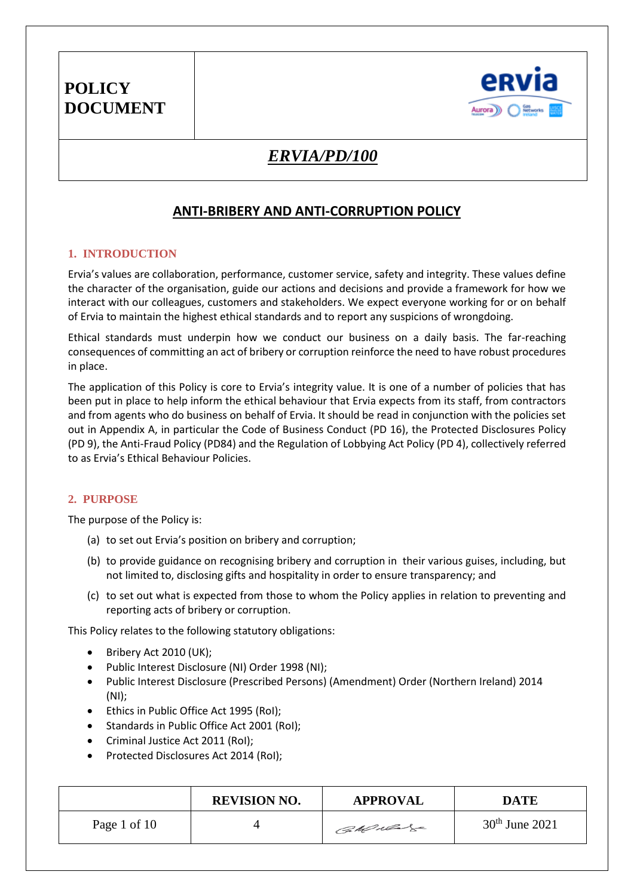**POLICY DOCUMENT**

***ERVIA/PD/100***

## ANTI-BRIBERY AND ANTI-CORRUPTION POLICY

### 1. INTRODUCTION

Ervia's values are collaboration, performance, customer service, safety and integrity. These values define the character of the organisation, guide our actions and decisions and provide a framework for how we interact with our colleagues, customers and stakeholders. We expect everyone working for or on behalf of Ervia to maintain the highest ethical standards and to report any suspicions of wrongdoing.

Ethical standards must underpin how we conduct our business on a daily basis. The far-reaching consequences of committing an act of bribery or corruption reinforce the need to have robust procedures in place.

The application of this Policy is core to Ervia's integrity value. It is one of a number of policies that has been put in place to help inform the ethical behaviour that Ervia expects from its staff, from contractors and from agents who do business on behalf of Ervia. It should be read in conjunction with the policies set out in Appendix A, in particular the Code of Business Conduct (PD 16), the Protected Disclosures Policy (PD 9), the Anti-Fraud Policy (PD84) and the Regulation of Lobbying Act Policy (PD 4), collectively referred to as Ervia's Ethical Behaviour Policies.

### 2. PURPOSE

The purpose of the Policy is:

(a) to set out Ervia's position on bribery and corruption;

(b) to provide guidance on recognising bribery and corruption in their various guises, including, but not limited to, disclosing gifts and hospitality in order to ensure transparency; and

(c) to set out what is expected from those to whom the Policy applies in relation to preventing and reporting acts of bribery or corruption.

This Policy relates to the following statutory obligations:

- Bribery Act 2010 (UK);
- Public Interest Disclosure (NI) Order 1998 (NI);
- Public Interest Disclosure (Prescribed Persons) (Amendment) Order (Northern Ireland) 2014 (NI);
- Ethics in Public Office Act 1995 (RoI);
- Standards in Public Office Act 2001 (RoI);
- Criminal Justice Act 2011 (RoI);
- Protected Disclosures Act 2014 (RoI);

| | REVISION NO. | APPROVAL | DATE |
|---|---|---|---|
| Page 1 of 10 | 4 | [signature] | 30th June 2021 |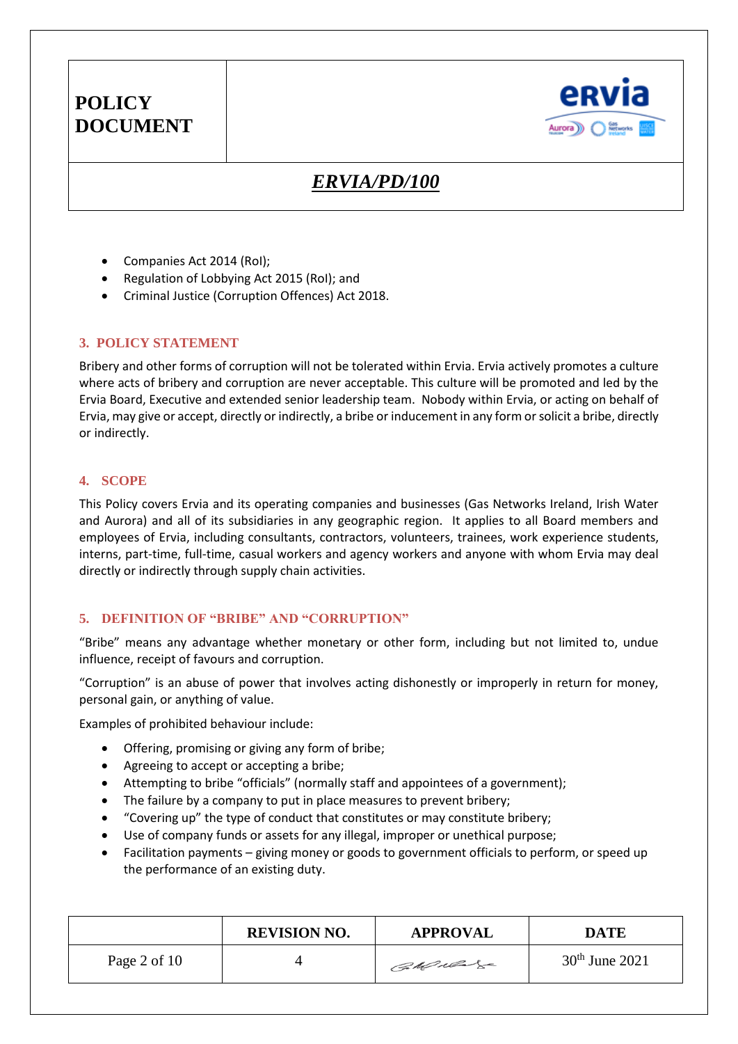- Companies Act 2014 (RoI);
- Regulation of Lobbying Act 2015 (RoI); and
- Criminal Justice (Corruption Offences) Act 2018.

## 3. POLICY STATEMENT

Bribery and other forms of corruption will not be tolerated within Ervia. Ervia actively promotes a culture where acts of bribery and corruption are never acceptable. This culture will be promoted and led by the Ervia Board, Executive and extended senior leadership team. Nobody within Ervia, or acting on behalf of Ervia, may give or accept, directly or indirectly, a bribe or inducement in any form or solicit a bribe, directly or indirectly.

## 4. SCOPE

This Policy covers Ervia and its operating companies and businesses (Gas Networks Ireland, Irish Water and Aurora) and all of its subsidiaries in any geographic region. It applies to all Board members and employees of Ervia, including consultants, contractors, volunteers, trainees, work experience students, interns, part-time, full-time, casual workers and agency workers and anyone with whom Ervia may deal directly or indirectly through supply chain activities.

## 5. DEFINITION OF "BRIBE" AND "CORRUPTION"

"Bribe" means any advantage whether monetary or other form, including but not limited to, undue influence, receipt of favours and corruption.

"Corruption" is an abuse of power that involves acting dishonestly or improperly in return for money, personal gain, or anything of value.

Examples of prohibited behaviour include:

- Offering, promising or giving any form of bribe;
- Agreeing to accept or accepting a bribe;
- Attempting to bribe "officials" (normally staff and appointees of a government);
- The failure by a company to put in place measures to prevent bribery;
- "Covering up" the type of conduct that constitutes or may constitute bribery;
- Use of company funds or assets for any illegal, improper or unethical purpose;
- Facilitation payments – giving money or goods to government officials to perform, or speed up the performance of an existing duty.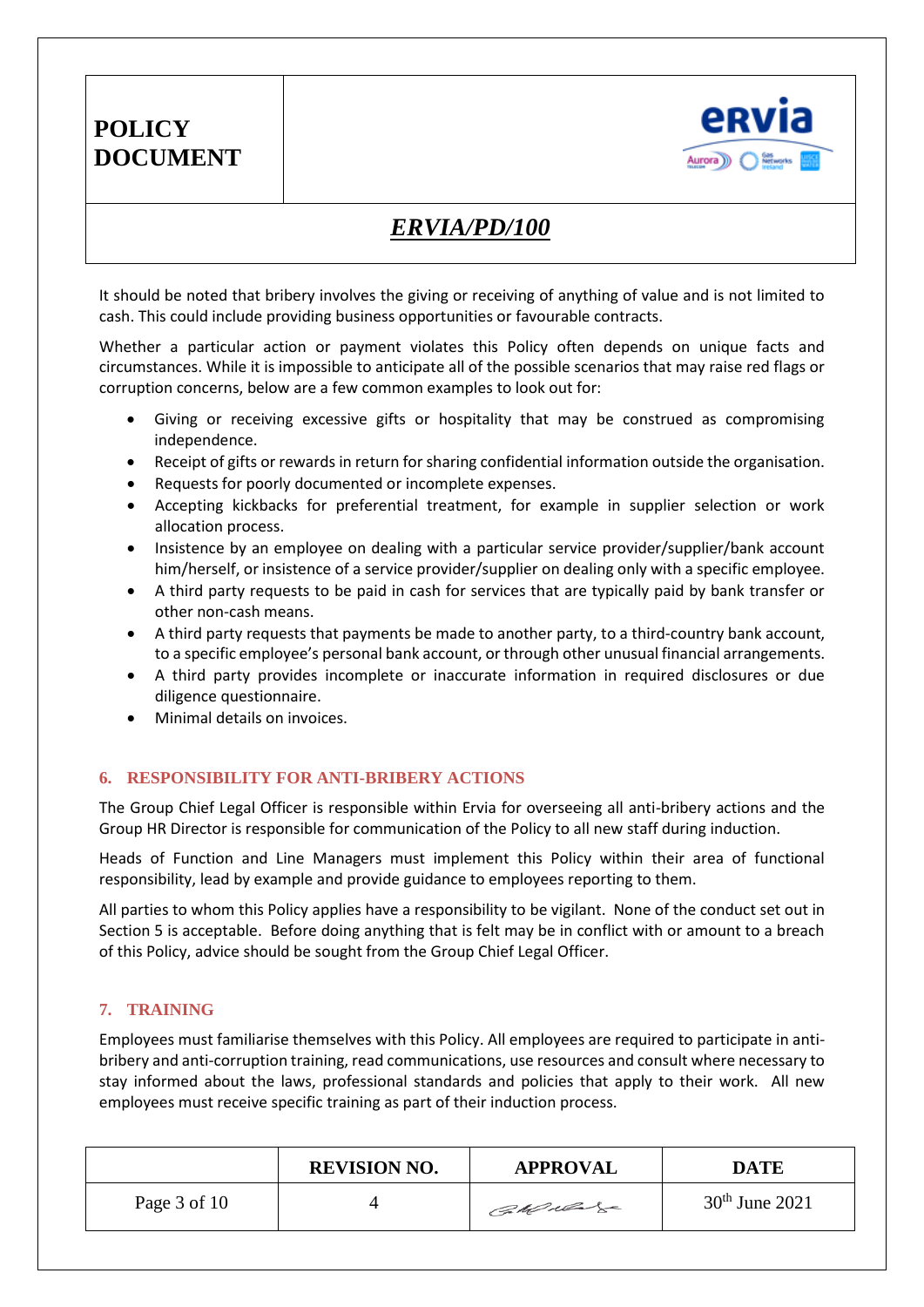It should be noted that bribery involves the giving or receiving of anything of value and is not limited to cash. This could include providing business opportunities or favourable contracts.

Whether a particular action or payment violates this Policy often depends on unique facts and circumstances. While it is impossible to anticipate all of the possible scenarios that may raise red flags or corruption concerns, below are a few common examples to look out for:

- Giving or receiving excessive gifts or hospitality that may be construed as compromising independence.
- Receipt of gifts or rewards in return for sharing confidential information outside the organisation.
- Requests for poorly documented or incomplete expenses.
- Accepting kickbacks for preferential treatment, for example in supplier selection or work allocation process.
- Insistence by an employee on dealing with a particular service provider/supplier/bank account him/herself, or insistence of a service provider/supplier on dealing only with a specific employee.
- A third party requests to be paid in cash for services that are typically paid by bank transfer or other non-cash means.
- A third party requests that payments be made to another party, to a third-country bank account, to a specific employee's personal bank account, or through other unusual financial arrangements.
- A third party provides incomplete or inaccurate information in required disclosures or due diligence questionnaire.
- Minimal details on invoices.

## 6. RESPONSIBILITY FOR ANTI-BRIBERY ACTIONS

The Group Chief Legal Officer is responsible within Ervia for overseeing all anti-bribery actions and the Group HR Director is responsible for communication of the Policy to all new staff during induction.

Heads of Function and Line Managers must implement this Policy within their area of functional responsibility, lead by example and provide guidance to employees reporting to them.

All parties to whom this Policy applies have a responsibility to be vigilant. None of the conduct set out in Section 5 is acceptable. Before doing anything that is felt may be in conflict with or amount to a breach of this Policy, advice should be sought from the Group Chief Legal Officer.

## 7. TRAINING

Employees must familiarise themselves with this Policy. All employees are required to participate in anti-bribery and anti-corruption training, read communications, use resources and consult where necessary to stay informed about the laws, professional standards and policies that apply to their work. All new employees must receive specific training as part of their induction process.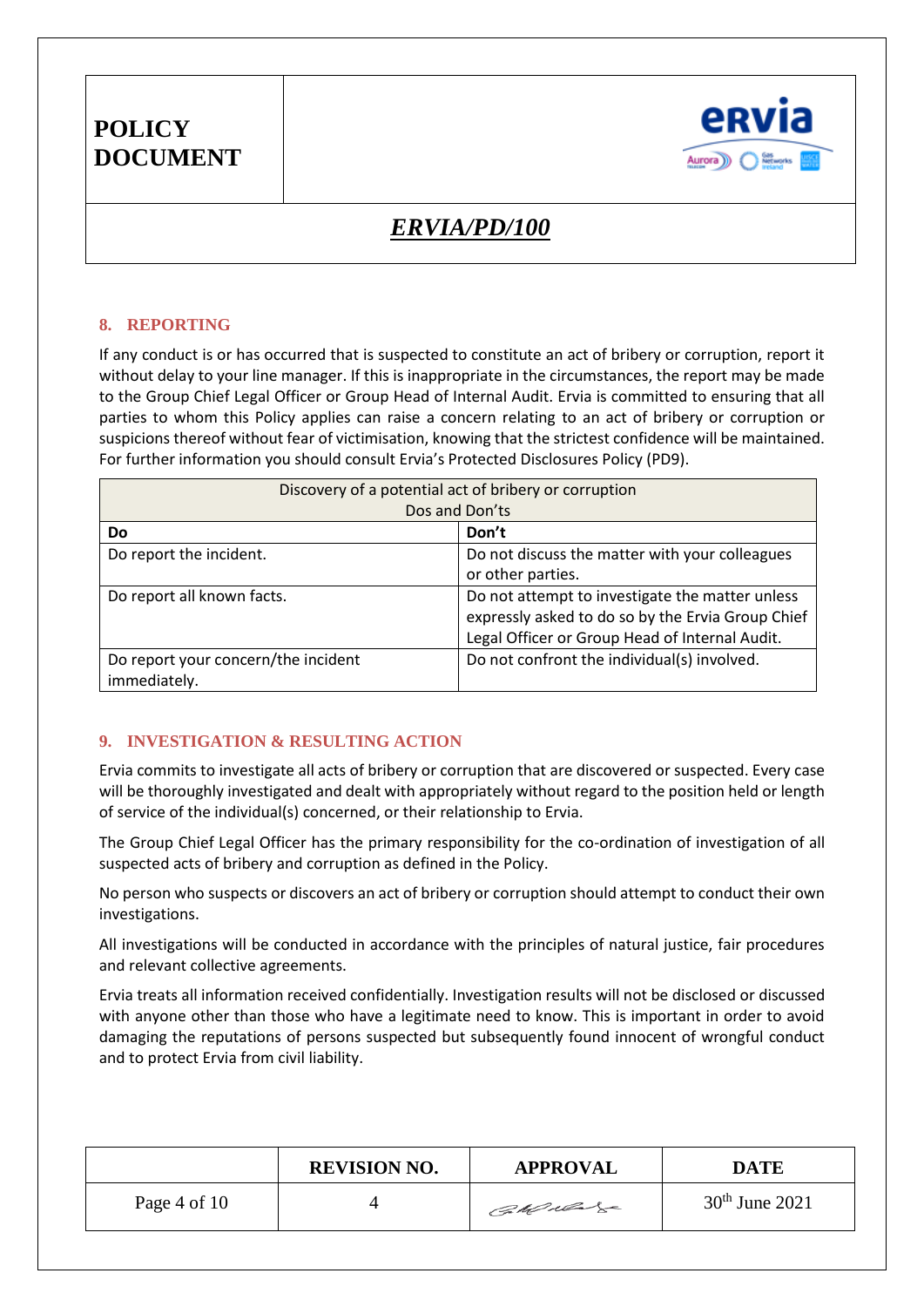## 8. REPORTING

If any conduct is or has occurred that is suspected to constitute an act of bribery or corruption, report it without delay to your line manager. If this is inappropriate in the circumstances, the report may be made to the Group Chief Legal Officer or Group Head of Internal Audit. Ervia is committed to ensuring that all parties to whom this Policy applies can raise a concern relating to an act of bribery or corruption or suspicions thereof without fear of victimisation, knowing that the strictest confidence will be maintained. For further information you should consult Ervia's Protected Disclosures Policy (PD9).

| Discovery of a potential act of bribery or corruption<br>Dos and Don'ts | |
|---|---|
| **Do** | **Don't** |
| Do report the incident. | Do not discuss the matter with your colleagues or other parties. |
| Do report all known facts. | Do not attempt to investigate the matter unless expressly asked to do so by the Ervia Group Chief Legal Officer or Group Head of Internal Audit. |
| Do report your concern/the incident immediately. | Do not confront the individual(s) involved. |

## 9. INVESTIGATION & RESULTING ACTION

Ervia commits to investigate all acts of bribery or corruption that are discovered or suspected. Every case will be thoroughly investigated and dealt with appropriately without regard to the position held or length of service of the individual(s) concerned, or their relationship to Ervia.

The Group Chief Legal Officer has the primary responsibility for the co-ordination of investigation of all suspected acts of bribery and corruption as defined in the Policy.

No person who suspects or discovers an act of bribery or corruption should attempt to conduct their own investigations.

All investigations will be conducted in accordance with the principles of natural justice, fair procedures and relevant collective agreements.

Ervia treats all information received confidentially. Investigation results will not be disclosed or discussed with anyone other than those who have a legitimate need to know. This is important in order to avoid damaging the reputations of persons suspected but subsequently found innocent of wrongful conduct and to protect Ervia from civil liability.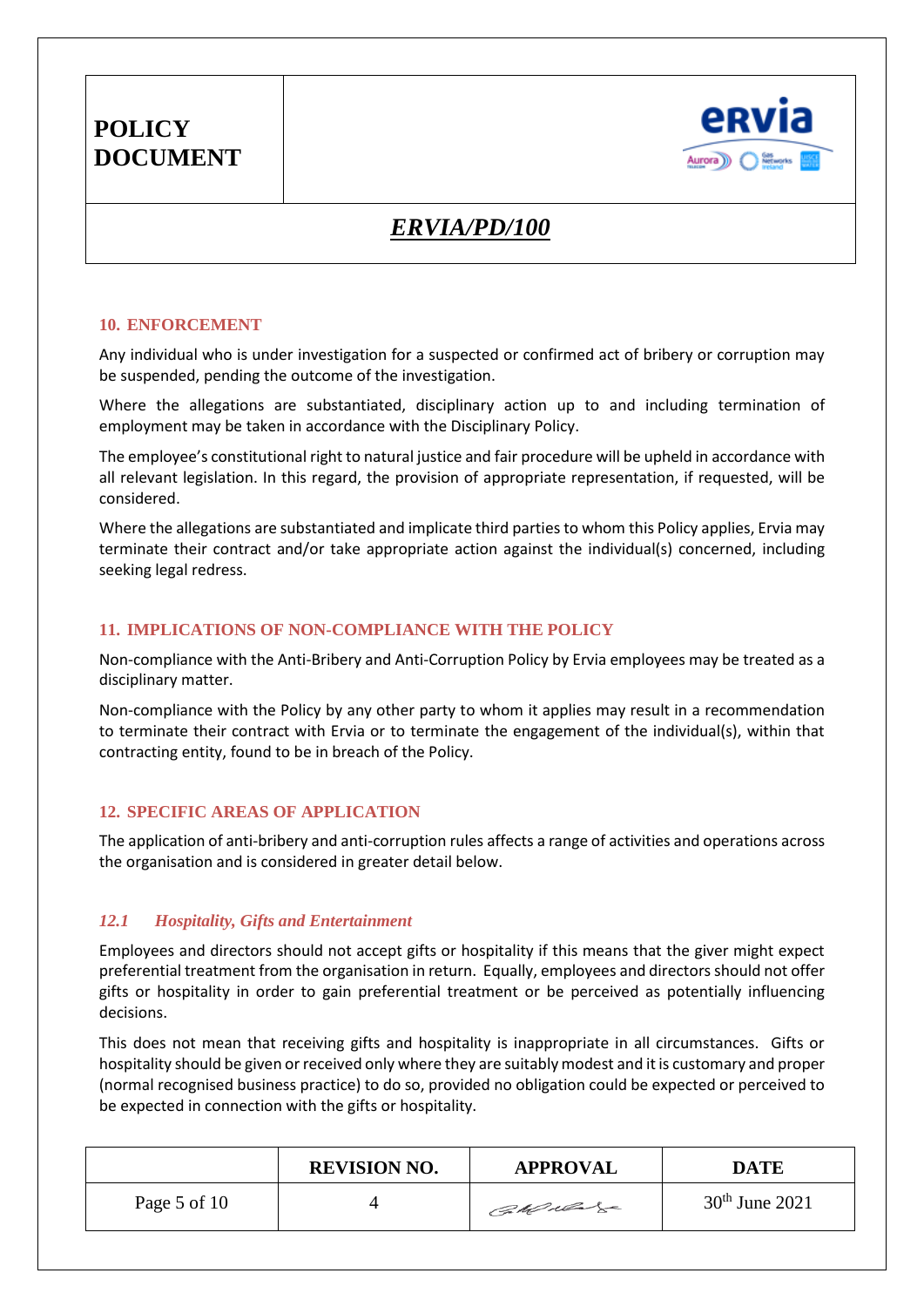## 10. ENFORCEMENT

Any individual who is under investigation for a suspected or confirmed act of bribery or corruption may be suspended, pending the outcome of the investigation.

Where the allegations are substantiated, disciplinary action up to and including termination of employment may be taken in accordance with the Disciplinary Policy.

The employee's constitutional right to natural justice and fair procedure will be upheld in accordance with all relevant legislation. In this regard, the provision of appropriate representation, if requested, will be considered.

Where the allegations are substantiated and implicate third parties to whom this Policy applies, Ervia may terminate their contract and/or take appropriate action against the individual(s) concerned, including seeking legal redress.

## 11. IMPLICATIONS OF NON-COMPLIANCE WITH THE POLICY

Non-compliance with the Anti-Bribery and Anti-Corruption Policy by Ervia employees may be treated as a disciplinary matter.

Non-compliance with the Policy by any other party to whom it applies may result in a recommendation to terminate their contract with Ervia or to terminate the engagement of the individual(s), within that contracting entity, found to be in breach of the Policy.

## 12. SPECIFIC AREAS OF APPLICATION

The application of anti-bribery and anti-corruption rules affects a range of activities and operations across the organisation and is considered in greater detail below.

### *12.1 Hospitality, Gifts and Entertainment*

Employees and directors should not accept gifts or hospitality if this means that the giver might expect preferential treatment from the organisation in return. Equally, employees and directors should not offer gifts or hospitality in order to gain preferential treatment or be perceived as potentially influencing decisions.

This does not mean that receiving gifts and hospitality is inappropriate in all circumstances. Gifts or hospitality should be given or received only where they are suitably modest and it is customary and proper (normal recognised business practice) to do so, provided no obligation could be expected or perceived to be expected in connection with the gifts or hospitality.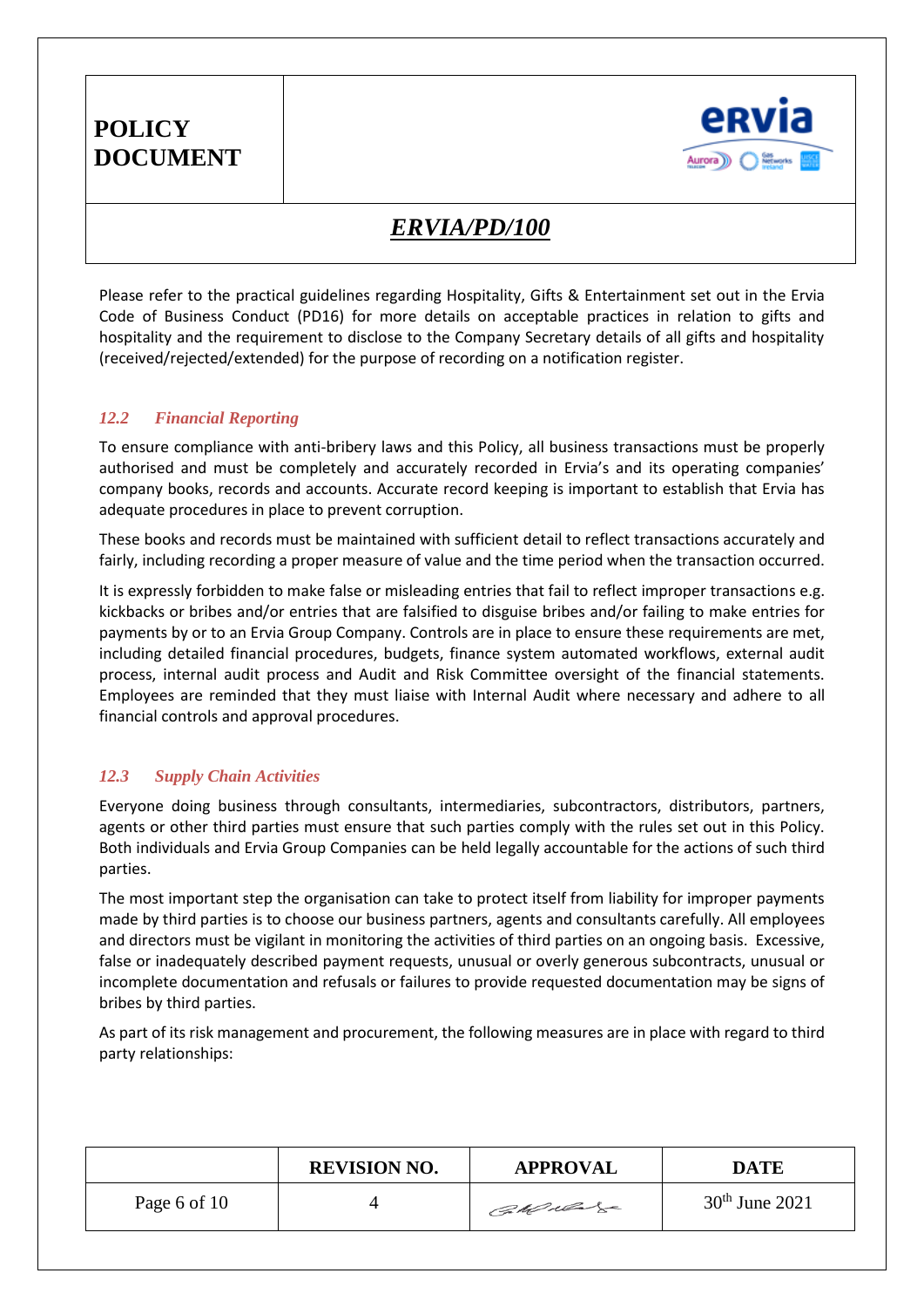Please refer to the practical guidelines regarding Hospitality, Gifts & Entertainment set out in the Ervia Code of Business Conduct (PD16) for more details on acceptable practices in relation to gifts and hospitality and the requirement to disclose to the Company Secretary details of all gifts and hospitality (received/rejected/extended) for the purpose of recording on a notification register.

### *12.2 Financial Reporting*

To ensure compliance with anti-bribery laws and this Policy, all business transactions must be properly authorised and must be completely and accurately recorded in Ervia's and its operating companies' company books, records and accounts. Accurate record keeping is important to establish that Ervia has adequate procedures in place to prevent corruption.

These books and records must be maintained with sufficient detail to reflect transactions accurately and fairly, including recording a proper measure of value and the time period when the transaction occurred.

It is expressly forbidden to make false or misleading entries that fail to reflect improper transactions e.g. kickbacks or bribes and/or entries that are falsified to disguise bribes and/or failing to make entries for payments by or to an Ervia Group Company. Controls are in place to ensure these requirements are met, including detailed financial procedures, budgets, finance system automated workflows, external audit process, internal audit process and Audit and Risk Committee oversight of the financial statements. Employees are reminded that they must liaise with Internal Audit where necessary and adhere to all financial controls and approval procedures.

### *12.3 Supply Chain Activities*

Everyone doing business through consultants, intermediaries, subcontractors, distributors, partners, agents or other third parties must ensure that such parties comply with the rules set out in this Policy. Both individuals and Ervia Group Companies can be held legally accountable for the actions of such third parties.

The most important step the organisation can take to protect itself from liability for improper payments made by third parties is to choose our business partners, agents and consultants carefully. All employees and directors must be vigilant in monitoring the activities of third parties on an ongoing basis. Excessive, false or inadequately described payment requests, unusual or overly generous subcontracts, unusual or incomplete documentation and refusals or failures to provide requested documentation may be signs of bribes by third parties.

As part of its risk management and procurement, the following measures are in place with regard to third party relationships: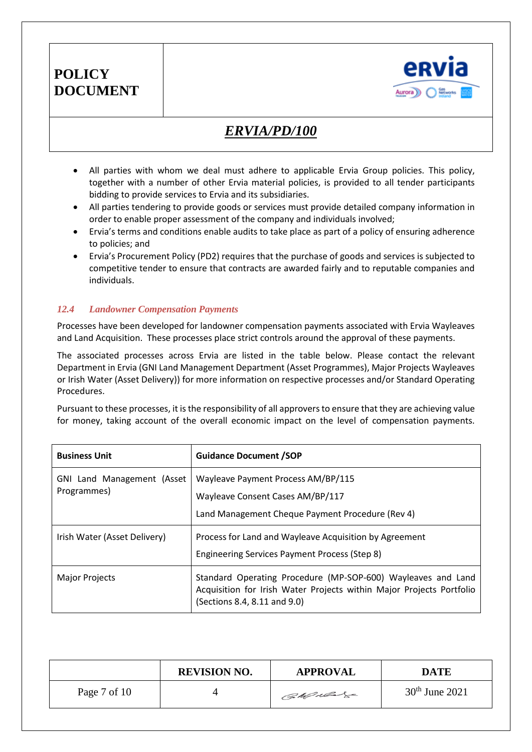- All parties with whom we deal must adhere to applicable Ervia Group policies. This policy, together with a number of other Ervia material policies, is provided to all tender participants bidding to provide services to Ervia and its subsidiaries.
- All parties tendering to provide goods or services must provide detailed company information in order to enable proper assessment of the company and individuals involved;
- Ervia's terms and conditions enable audits to take place as part of a policy of ensuring adherence to policies; and
- Ervia's Procurement Policy (PD2) requires that the purchase of goods and services is subjected to competitive tender to ensure that contracts are awarded fairly and to reputable companies and individuals.

### *12.4 Landowner Compensation Payments*

Processes have been developed for landowner compensation payments associated with Ervia Wayleaves and Land Acquisition. These processes place strict controls around the approval of these payments.

The associated processes across Ervia are listed in the table below. Please contact the relevant Department in Ervia (GNI Land Management Department (Asset Programmes), Major Projects Wayleaves or Irish Water (Asset Delivery)) for more information on respective processes and/or Standard Operating Procedures.

Pursuant to these processes, it is the responsibility of all approvers to ensure that they are achieving value for money, taking account of the overall economic impact on the level of compensation payments.

| **Business Unit** | **Guidance Document /SOP** |
|---|---|
| GNI Land Management (Asset Programmes) | Wayleave Payment Process AM/BP/115<br>Wayleave Consent Cases AM/BP/117<br>Land Management Cheque Payment Procedure (Rev 4) |
| Irish Water (Asset Delivery) | Process for Land and Wayleave Acquisition by Agreement<br>Engineering Services Payment Process (Step 8) |
| Major Projects | Standard Operating Procedure (MP-SOP-600) Wayleaves and Land Acquisition for Irish Water Projects within Major Projects Portfolio (Sections 8.4, 8.11 and 9.0) |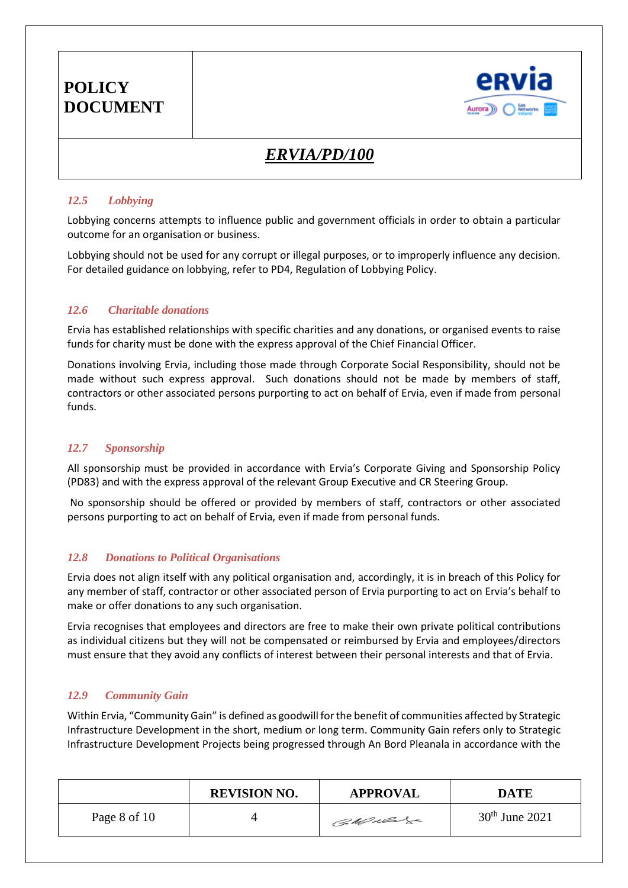### *12.5 Lobbying*

Lobbying concerns attempts to influence public and government officials in order to obtain a particular outcome for an organisation or business.

Lobbying should not be used for any corrupt or illegal purposes, or to improperly influence any decision. For detailed guidance on lobbying, refer to PD4, Regulation of Lobbying Policy.

### *12.6 Charitable donations*

Ervia has established relationships with specific charities and any donations, or organised events to raise funds for charity must be done with the express approval of the Chief Financial Officer.

Donations involving Ervia, including those made through Corporate Social Responsibility, should not be made without such express approval. Such donations should not be made by members of staff, contractors or other associated persons purporting to act on behalf of Ervia, even if made from personal funds.

### *12.7 Sponsorship*

All sponsorship must be provided in accordance with Ervia's Corporate Giving and Sponsorship Policy (PD83) and with the express approval of the relevant Group Executive and CR Steering Group.

No sponsorship should be offered or provided by members of staff, contractors or other associated persons purporting to act on behalf of Ervia, even if made from personal funds.

### *12.8 Donations to Political Organisations*

Ervia does not align itself with any political organisation and, accordingly, it is in breach of this Policy for any member of staff, contractor or other associated person of Ervia purporting to act on Ervia's behalf to make or offer donations to any such organisation.

Ervia recognises that employees and directors are free to make their own private political contributions as individual citizens but they will not be compensated or reimbursed by Ervia and employees/directors must ensure that they avoid any conflicts of interest between their personal interests and that of Ervia.

### *12.9 Community Gain*

Within Ervia, "Community Gain" is defined as goodwill for the benefit of communities affected by Strategic Infrastructure Development in the short, medium or long term. Community Gain refers only to Strategic Infrastructure Development Projects being progressed through An Bord Pleanala in accordance with the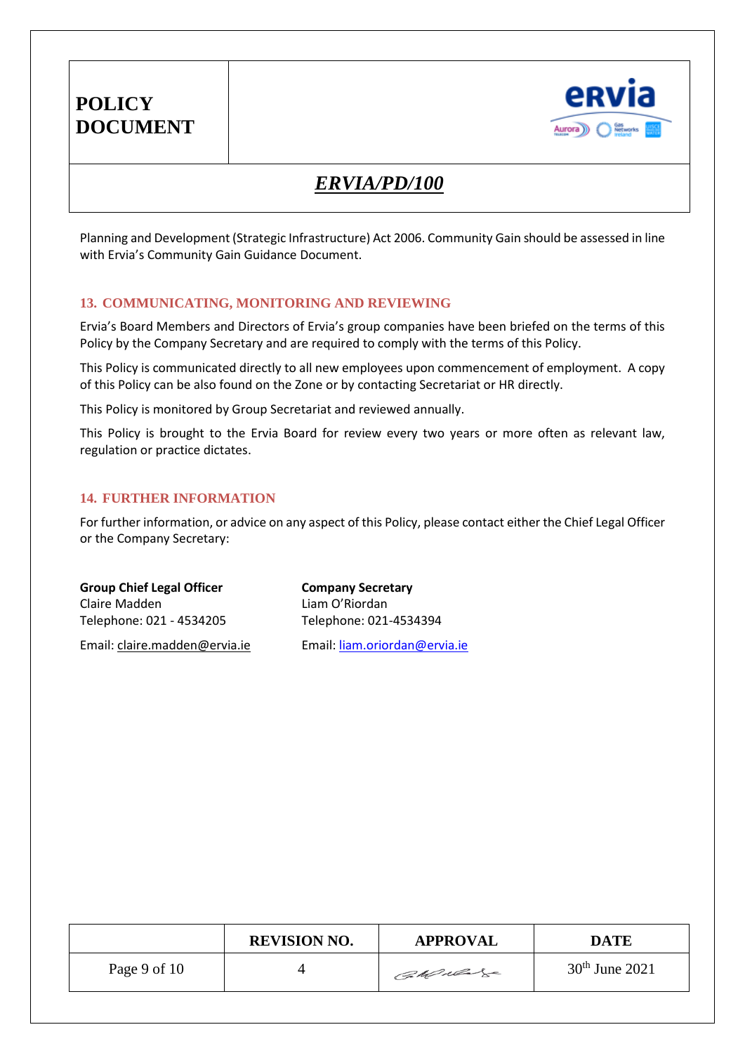Planning and Development (Strategic Infrastructure) Act 2006. Community Gain should be assessed in line with Ervia's Community Gain Guidance Document.

## 13. COMMUNICATING, MONITORING AND REVIEWING

Ervia's Board Members and Directors of Ervia's group companies have been briefed on the terms of this Policy by the Company Secretary and are required to comply with the terms of this Policy.

This Policy is communicated directly to all new employees upon commencement of employment. A copy of this Policy can be also found on the Zone or by contacting Secretariat or HR directly.

This Policy is monitored by Group Secretariat and reviewed annually.

This Policy is brought to the Ervia Board for review every two years or more often as relevant law, regulation or practice dictates.

## 14. FURTHER INFORMATION

For further information, or advice on any aspect of this Policy, please contact either the Chief Legal Officer or the Company Secretary:

**Group Chief Legal Officer**
Claire Madden
Telephone: 021 - 4534205
Email: claire.madden@ervia.ie

**Company Secretary**
Liam O'Riordan
Telephone: 021-4534394
Email: liam.oriordan@ervia.ie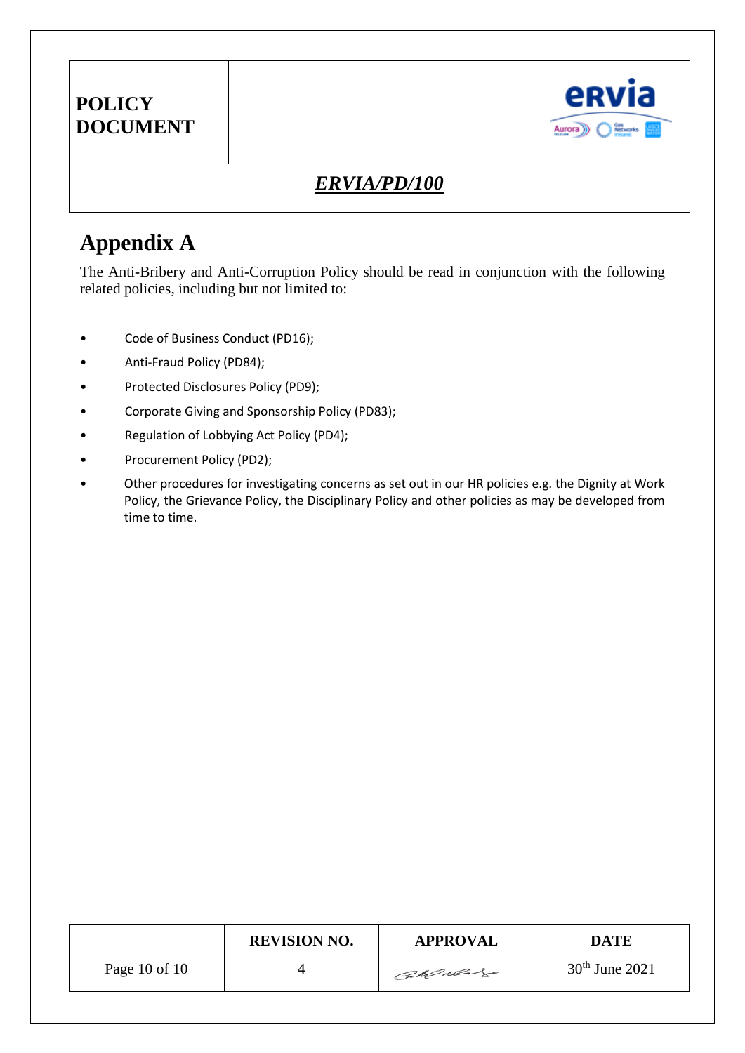## Appendix A

The Anti-Bribery and Anti-Corruption Policy should be read in conjunction with the following related policies, including but not limited to:

- Code of Business Conduct (PD16);
- Anti-Fraud Policy (PD84);
- Protected Disclosures Policy (PD9);
- Corporate Giving and Sponsorship Policy (PD83);
- Regulation of Lobbying Act Policy (PD4);
- Procurement Policy (PD2);
- Other procedures for investigating concerns as set out in our HR policies e.g. the Dignity at Work Policy, the Grievance Policy, the Disciplinary Policy and other policies as may be developed from time to time.